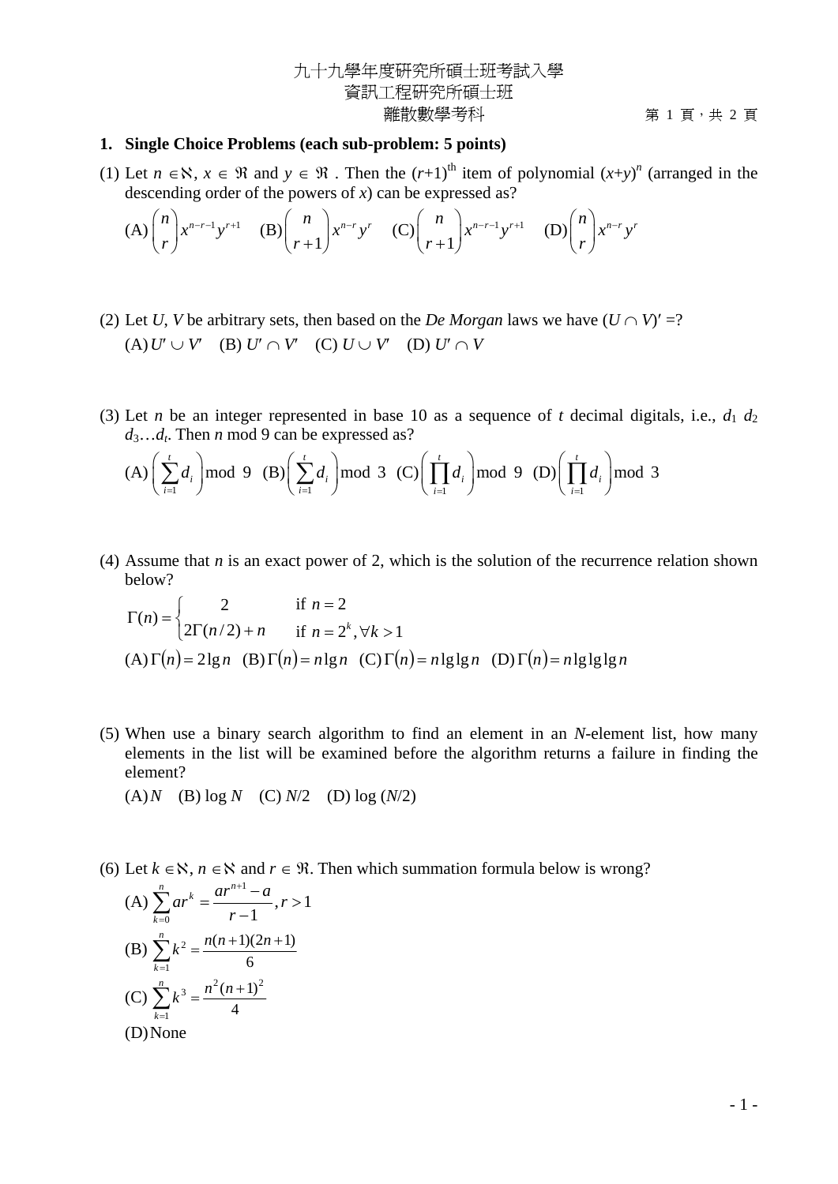九十九學年度研究所碩士班考試入學
資訊工程研究所碩士班
離散數學考科

## 1. Single Choice Problems (each sub-problem: 5 points)

(1) Let $n \in \aleph$, $x \in \Re$ and $y \in \Re$ . Then the $(r+1)^{\text{th}}$ item of polynomial $(x+y)^n$ (arranged in the descending order of the powers of $x$) can be expressed as?

(A) $\binom{n}{r} x^{n-r-1} y^{r+1}$ (B) $\binom{n}{r+1} x^{n-r} y^{r}$ (C) $\binom{n}{r+1} x^{n-r-1} y^{r+1}$ (D) $\binom{n}{r} x^{n-r} y^{r}$

(2) Let $U$, $V$ be arbitrary sets, then based on the *De Morgan* laws we have $(U \cap V)' =$?

(A) $U' \cup V'$ (B) $U' \cap V'$ (C) $U \cup V'$ (D) $U' \cap V$

(3) Let $n$ be an integer represented in base 10 as a sequence of $t$ decimal digitals, i.e., $d_1\ d_2\ d_3 \ldots d_t$. Then $n$ mod 9 can be expressed as?

(A) $\left(\sum_{i=1}^{t} d_i\right) \bmod 9$ (B) $\left(\sum_{i=1}^{t} d_i\right) \bmod 3$ (C) $\left(\prod_{i=1}^{t} d_i\right) \bmod 9$ (D) $\left(\prod_{i=1}^{t} d_i\right) \bmod 3$

(4) Assume that $n$ is an exact power of 2, which is the solution of the recurrence relation shown below?

$$\Gamma(n) = \begin{cases} 2 & \text{if } n = 2 \\ 2\Gamma(n/2) + n & \text{if } n = 2^k, \forall k > 1 \end{cases}$$

(A) $\Gamma(n) = 2\lg n$ (B) $\Gamma(n) = n\lg n$ (C) $\Gamma(n) = n\lg\lg n$ (D) $\Gamma(n) = n\lg\lg\lg n$

(5) When use a binary search algorithm to find an element in an $N$-element list, how many elements in the list will be examined before the algorithm returns a failure in finding the element?

(A) $N$ (B) $\log N$ (C) $N/2$ (D) $\log (N/2)$

(6) Let $k \in \aleph$, $n \in \aleph$ and $r \in \Re$. Then which summation formula below is wrong?

(A) $\sum_{k=0}^{n} ar^k = \frac{ar^{n+1} - a}{r-1}, r > 1$

(B) $\sum_{k=1}^{n} k^2 = \frac{n(n+1)(2n+1)}{6}$

(C) $\sum_{k=1}^{n} k^3 = \frac{n^2(n+1)^2}{4}$

(D) None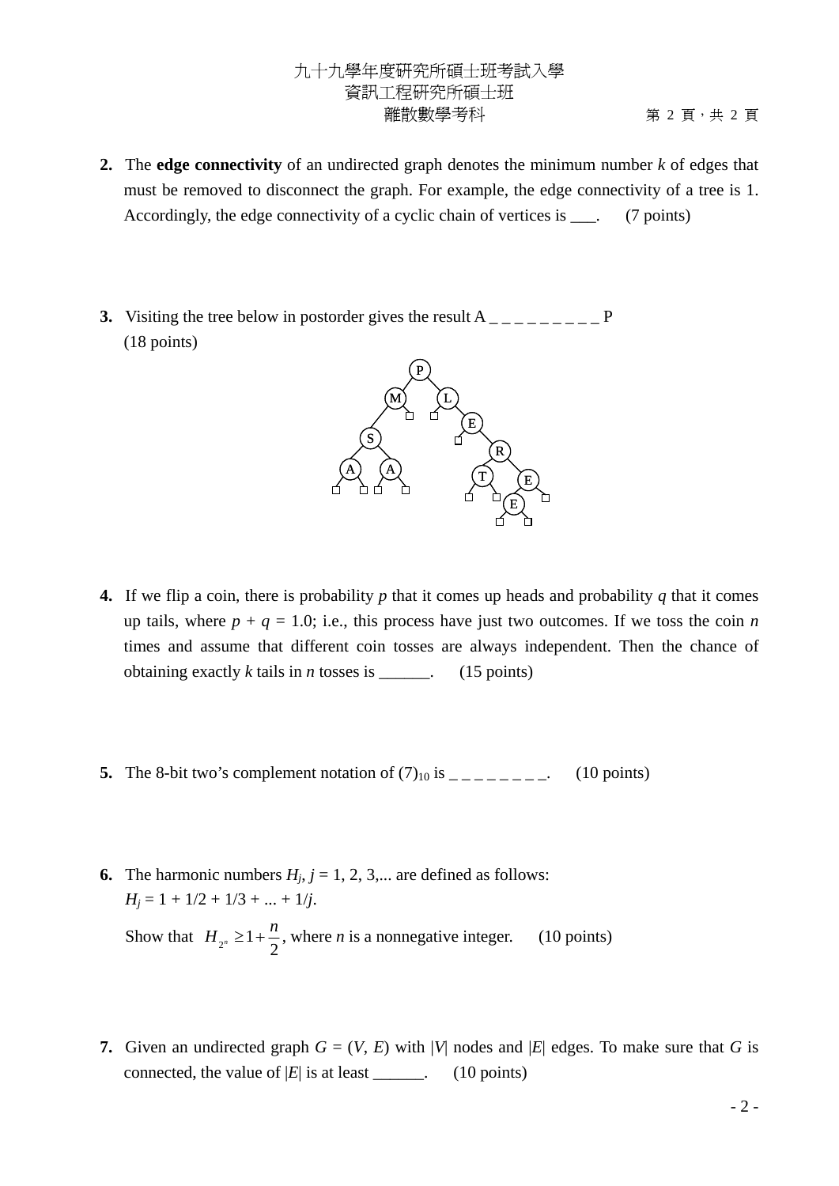九十九學年度研究所碩士班考試入學
資訊工程研究所碩士班
離散數學考科

**2.** The **edge connectivity** of an undirected graph denotes the minimum number $k$ of edges that must be removed to disconnect the graph. For example, the edge connectivity of a tree is 1. Accordingly, the edge connectivity of a cyclic chain of vertices is ___. (7 points)

**3.** Visiting the tree below in postorder gives the result A _ _ _ _ _ _ _ _ _ _ P (18 points)

P
M
L
E
S
R
A
A
T
E
E

**4.** If we flip a coin, there is probability $p$ that it comes up heads and probability $q$ that it comes up tails, where $p + q = 1.0$; i.e., this process have just two outcomes. If we toss the coin $n$ times and assume that different coin tosses are always independent. Then the chance of obtaining exactly $k$ tails in $n$ tosses is ______. (15 points)

**5.** The 8-bit two's complement notation of $(7)_{10}$ is _ _ _ _ _ _ _ _. (10 points)

**6.** The harmonic numbers $H_j$, $j = 1, 2, 3, \ldots$ are defined as follows:

$H_j = 1 + 1/2 + 1/3 + \ldots + 1/j$.

Show that $H_{2^n} \geq 1 + \dfrac{n}{2}$, where $n$ is a nonnegative integer. (10 points)

**7.** Given an undirected graph $G = (V, E)$ with $|V|$ nodes and $|E|$ edges. To make sure that $G$ is connected, the value of $|E|$ is at least ______. (10 points)